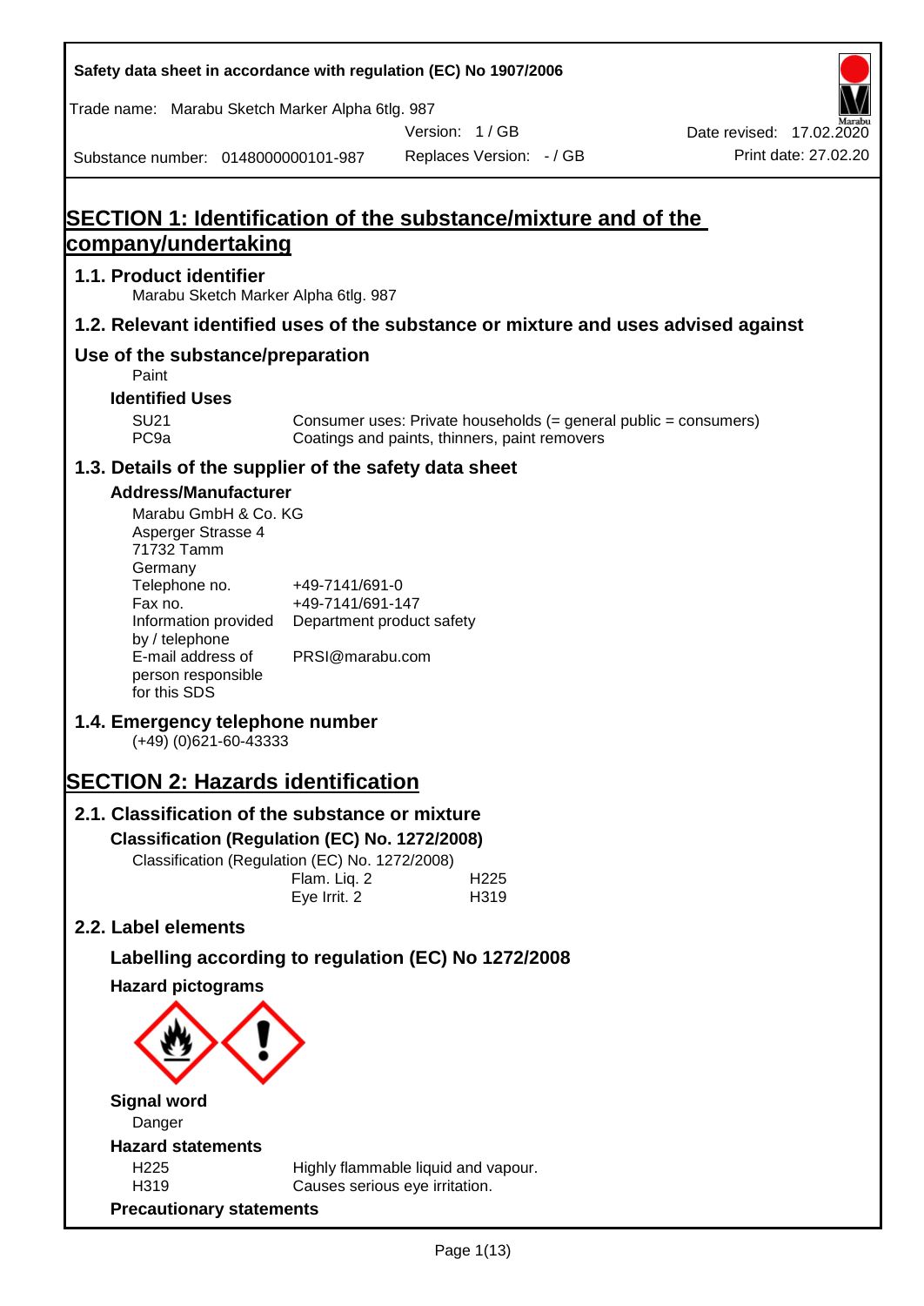Safety data sheet in accordance with regulation (EC) No 1907/2006

Trade name: Marabu Sketch Marker Alpha 6tlg. 987

Version: 1 / GB

Date revised: 17.02.2020

Substance number: 0148000000101-987

Replaces Version: - / GB

Print date: 27.02.20

# SECTION 1: Identification of the substance/mixture and of the company/undertaking

## 1.1. Product identifier

Marabu Sketch Marker Alpha 6tlg. 987

## 1.2. Relevant identified uses of the substance or mixture and uses advised against

## Use of the substance/preparation

Paint

### Identified Uses

| | |
|---|---|
| SU21 | Consumer uses: Private households (= general public = consumers) |
| PC9a | Coatings and paints, thinners, paint removers |

## 1.3. Details of the supplier of the safety data sheet

### Address/Manufacturer

Marabu GmbH & Co. KG
Asperger Strasse 4
71732 Tamm
Germany

| | |
|---|---|
| Telephone no. | +49-7141/691-0 |
| Fax no. | +49-7141/691-147 |
| Information provided by / telephone | Department product safety |
| E-mail address of person responsible for this SDS | PRSI@marabu.com |

## 1.4. Emergency telephone number

(+49) (0)621-60-43333

# SECTION 2: Hazards identification

## 2.1. Classification of the substance or mixture

### Classification (Regulation (EC) No. 1272/2008)

Classification (Regulation (EC) No. 1272/2008)

| | |
|---|---|
| Flam. Liq. 2 | H225 |
| Eye Irrit. 2 | H319 |

## 2.2. Label elements

### Labelling according to regulation (EC) No 1272/2008

### Hazard pictograms

### Signal word

Danger

### Hazard statements

| | |
|---|---|
| H225 | Highly flammable liquid and vapour. |
| H319 | Causes serious eye irritation. |

### Precautionary statements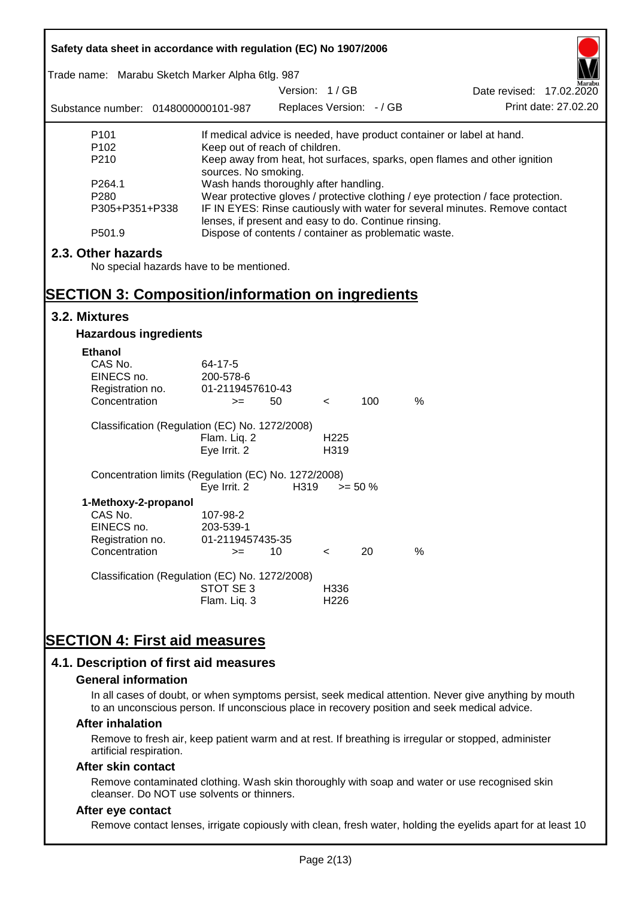| | |
|---|---|
| P101 | If medical advice is needed, have product container or label at hand. |
| P102 | Keep out of reach of children. |
| P210 | Keep away from heat, hot surfaces, sparks, open flames and other ignition sources. No smoking. |
| P264.1 | Wash hands thoroughly after handling. |
| P280 | Wear protective gloves / protective clothing / eye protection / face protection. |
| P305+P351+P338 | IF IN EYES: Rinse cautiously with water for several minutes. Remove contact lenses, if present and easy to do. Continue rinsing. |
| P501.9 | Dispose of contents / container as problematic waste. |

## 2.3. Other hazards

No special hazards have to be mentioned.

# SECTION 3: Composition/information on ingredients

## 3.2. Mixtures

### Hazardous ingredients

**Ethanol**

| | | | | | |
|---|---|---|---|---|---|
| CAS No. | 64-17-5 | | | | |
| EINECS no. | 200-578-6 | | | | |
| Registration no. | 01-2119457610-43 | | | | |
| Concentration | >= | 50 | < | 100 | % |

Classification (Regulation (EC) No. 1272/2008)

| | |
|---|---|
| Flam. Liq. 2 | H225 |
| Eye Irrit. 2 | H319 |

Concentration limits (Regulation (EC) No. 1272/2008)

| | | |
|---|---|---|
| Eye Irrit. 2 | H319 | >= 50 % |

**1-Methoxy-2-propanol**

| | | | | | |
|---|---|---|---|---|---|
| CAS No. | 107-98-2 | | | | |
| EINECS no. | 203-539-1 | | | | |
| Registration no. | 01-2119457435-35 | | | | |
| Concentration | >= | 10 | < | 20 | % |

Classification (Regulation (EC) No. 1272/2008)

| | |
|---|---|
| STOT SE 3 | H336 |
| Flam. Liq. 3 | H226 |

# SECTION 4: First aid measures

## 4.1. Description of first aid measures

### General information

In all cases of doubt, or when symptoms persist, seek medical attention. Never give anything by mouth to an unconscious person. If unconscious place in recovery position and seek medical advice.

### After inhalation

Remove to fresh air, keep patient warm and at rest. If breathing is irregular or stopped, administer artificial respiration.

### After skin contact

Remove contaminated clothing. Wash skin thoroughly with soap and water or use recognised skin cleanser. Do NOT use solvents or thinners.

### After eye contact

Remove contact lenses, irrigate copiously with clean, fresh water, holding the eyelids apart for at least 10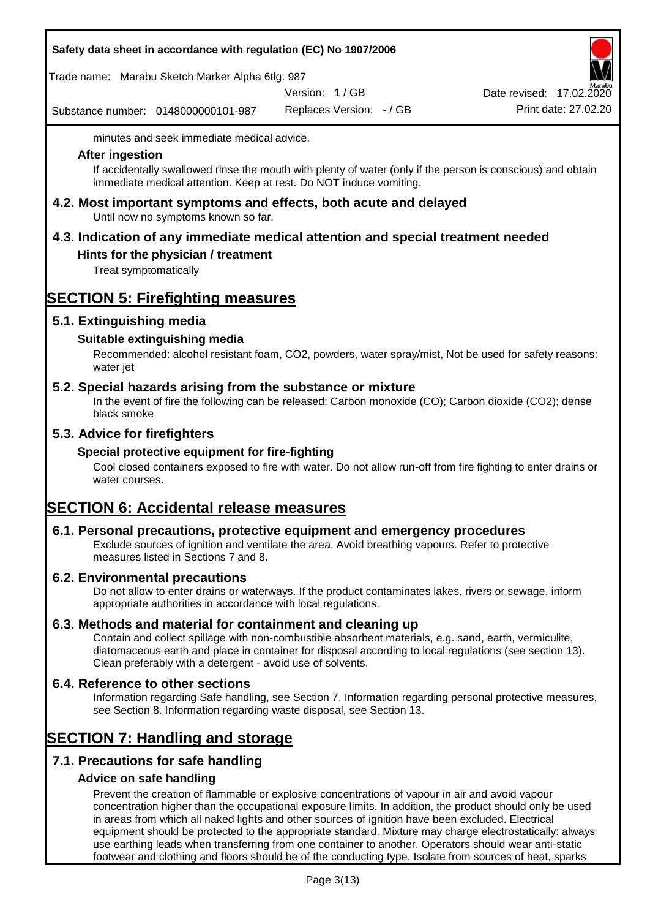minutes and seek immediate medical advice.

### After ingestion

If accidentally swallowed rinse the mouth with plenty of water (only if the person is conscious) and obtain immediate medical attention. Keep at rest. Do NOT induce vomiting.

## 4.2. Most important symptoms and effects, both acute and delayed

Until now no symptoms known so far.

## 4.3. Indication of any immediate medical attention and special treatment needed

### Hints for the physician / treatment

Treat symptomatically

# SECTION 5: Firefighting measures

## 5.1. Extinguishing media

### Suitable extinguishing media

Recommended: alcohol resistant foam, CO2, powders, water spray/mist, Not be used for safety reasons: water jet

## 5.2. Special hazards arising from the substance or mixture

In the event of fire the following can be released: Carbon monoxide (CO); Carbon dioxide (CO2); dense black smoke

## 5.3. Advice for firefighters

### Special protective equipment for fire-fighting

Cool closed containers exposed to fire with water. Do not allow run-off from fire fighting to enter drains or water courses.

# SECTION 6: Accidental release measures

## 6.1. Personal precautions, protective equipment and emergency procedures

Exclude sources of ignition and ventilate the area. Avoid breathing vapours. Refer to protective measures listed in Sections 7 and 8.

## 6.2. Environmental precautions

Do not allow to enter drains or waterways. If the product contaminates lakes, rivers or sewage, inform appropriate authorities in accordance with local regulations.

## 6.3. Methods and material for containment and cleaning up

Contain and collect spillage with non-combustible absorbent materials, e.g. sand, earth, vermiculite, diatomaceous earth and place in container for disposal according to local regulations (see section 13). Clean preferably with a detergent - avoid use of solvents.

## 6.4. Reference to other sections

Information regarding Safe handling, see Section 7. Information regarding personal protective measures, see Section 8. Information regarding waste disposal, see Section 13.

# SECTION 7: Handling and storage

## 7.1. Precautions for safe handling

### Advice on safe handling

Prevent the creation of flammable or explosive concentrations of vapour in air and avoid vapour concentration higher than the occupational exposure limits. In addition, the product should only be used in areas from which all naked lights and other sources of ignition have been excluded. Electrical equipment should be protected to the appropriate standard. Mixture may charge electrostatically: always use earthing leads when transferring from one container to another. Operators should wear anti-static footwear and clothing and floors should be of the conducting type. Isolate from sources of heat, sparks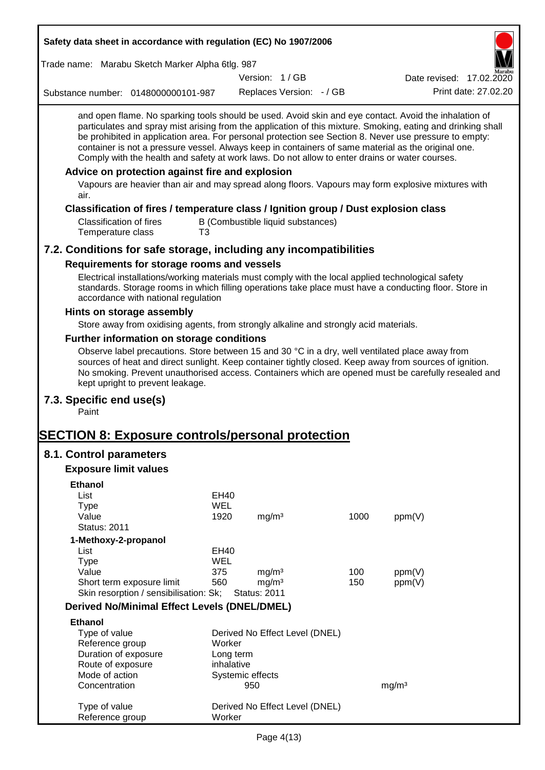and open flame. No sparking tools should be used. Avoid skin and eye contact. Avoid the inhalation of particulates and spray mist arising from the application of this mixture. Smoking, eating and drinking shall be prohibited in application area. For personal protection see Section 8. Never use pressure to empty: container is not a pressure vessel. Always keep in containers of same material as the original one. Comply with the health and safety at work laws. Do not allow to enter drains or water courses.

### Advice on protection against fire and explosion

Vapours are heavier than air and may spread along floors. Vapours may form explosive mixtures with air.

### Classification of fires / temperature class / Ignition group / Dust explosion class

| | |
|---|---|
| Classification of fires | B (Combustible liquid substances) |
| Temperature class | T3 |

## 7.2. Conditions for safe storage, including any incompatibilities

### Requirements for storage rooms and vessels

Electrical installations/working materials must comply with the local applied technological safety standards. Storage rooms in which filling operations take place must have a conducting floor. Store in accordance with national regulation

### Hints on storage assembly

Store away from oxidising agents, from strongly alkaline and strongly acid materials.

### Further information on storage conditions

Observe label precautions. Store between 15 and 30 °C in a dry, well ventilated place away from sources of heat and direct sunlight. Keep container tightly closed. Keep away from sources of ignition. No smoking. Prevent unauthorised access. Containers which are opened must be carefully resealed and kept upright to prevent leakage.

## 7.3. Specific end use(s)

Paint

# SECTION 8: Exposure controls/personal protection

## 8.1. Control parameters

### Exposure limit values

**Ethanol**

| | | | | |
|---|---|---|---|---|
| List | EH40 | | | |
| Type | WEL | | | |
| Value | 1920 | mg/m³ | 1000 | ppm(V) |
| Status: 2011 | | | | |

**1-Methoxy-2-propanol**

| | | | | |
|---|---|---|---|---|
| List | EH40 | | | |
| Type | WEL | | | |
| Value | 375 | mg/m³ | 100 | ppm(V) |
| Short term exposure limit | 560 | mg/m³ | 150 | ppm(V) |
| Skin resorption / sensibilisation: Sk; | Status: 2011 | | | |

### Derived No/Minimal Effect Levels (DNEL/DMEL)

**Ethanol**

| | | |
|---|---|---|
| Type of value | Derived No Effect Level (DNEL) | |
| Reference group | Worker | |
| Duration of exposure | Long term | |
| Route of exposure | inhalative | |
| Mode of action | Systemic effects | |
| Concentration | 950 | mg/m³ |

| | |
|---|---|
| Type of value | Derived No Effect Level (DNEL) |
| Reference group | Worker |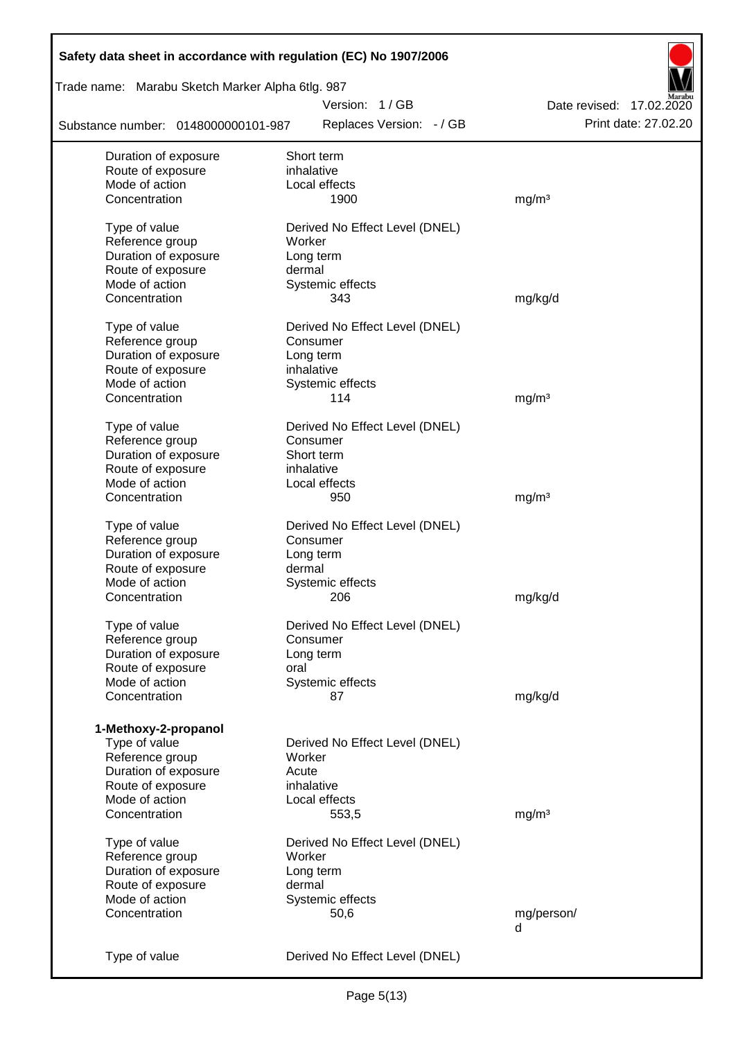| | | |
|---|---|---|
| Duration of exposure | Short term | |
| Route of exposure | inhalative | |
| Mode of action | Local effects | |
| Concentration | 1900 | mg/m³ |
| | | |
| Type of value | Derived No Effect Level (DNEL) | |
| Reference group | Worker | |
| Duration of exposure | Long term | |
| Route of exposure | dermal | |
| Mode of action | Systemic effects | |
| Concentration | 343 | mg/kg/d |
| | | |
| Type of value | Derived No Effect Level (DNEL) | |
| Reference group | Consumer | |
| Duration of exposure | Long term | |
| Route of exposure | inhalative | |
| Mode of action | Systemic effects | |
| Concentration | 114 | mg/m³ |
| | | |
| Type of value | Derived No Effect Level (DNEL) | |
| Reference group | Consumer | |
| Duration of exposure | Short term | |
| Route of exposure | inhalative | |
| Mode of action | Local effects | |
| Concentration | 950 | mg/m³ |
| | | |
| Type of value | Derived No Effect Level (DNEL) | |
| Reference group | Consumer | |
| Duration of exposure | Long term | |
| Route of exposure | dermal | |
| Mode of action | Systemic effects | |
| Concentration | 206 | mg/kg/d |
| | | |
| Type of value | Derived No Effect Level (DNEL) | |
| Reference group | Consumer | |
| Duration of exposure | Long term | |
| Route of exposure | oral | |
| Mode of action | Systemic effects | |
| Concentration | 87 | mg/kg/d |

**1-Methoxy-2-propanol**

| | | |
|---|---|---|
| Type of value | Derived No Effect Level (DNEL) | |
| Reference group | Worker | |
| Duration of exposure | Acute | |
| Route of exposure | inhalative | |
| Mode of action | Local effects | |
| Concentration | 553,5 | mg/m³ |
| | | |
| Type of value | Derived No Effect Level (DNEL) | |
| Reference group | Worker | |
| Duration of exposure | Long term | |
| Route of exposure | dermal | |
| Mode of action | Systemic effects | |
| Concentration | 50,6 | mg/person/d |
| | | |
| Type of value | Derived No Effect Level (DNEL) | |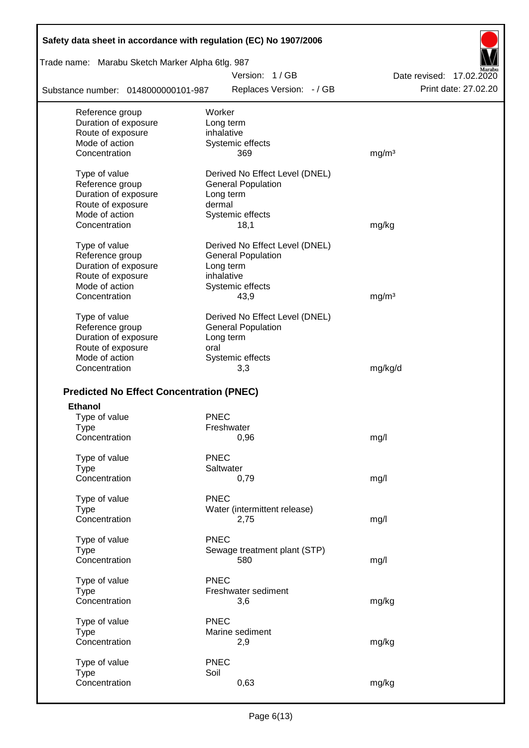| | | |
|---|---|---|
| Reference group | Worker | |
| Duration of exposure | Long term | |
| Route of exposure | inhalative | |
| Mode of action | Systemic effects | |
| Concentration | 369 | mg/m³ |

| | | |
|---|---|---|
| Type of value | Derived No Effect Level (DNEL) | |
| Reference group | General Population | |
| Duration of exposure | Long term | |
| Route of exposure | dermal | |
| Mode of action | Systemic effects | |
| Concentration | 18,1 | mg/kg |

| | | |
|---|---|---|
| Type of value | Derived No Effect Level (DNEL) | |
| Reference group | General Population | |
| Duration of exposure | Long term | |
| Route of exposure | inhalative | |
| Mode of action | Systemic effects | |
| Concentration | 43,9 | mg/m³ |

| | | |
|---|---|---|
| Type of value | Derived No Effect Level (DNEL) | |
| Reference group | General Population | |
| Duration of exposure | Long term | |
| Route of exposure | oral | |
| Mode of action | Systemic effects | |
| Concentration | 3,3 | mg/kg/d |

## Predicted No Effect Concentration (PNEC)

**Ethanol**

| | | |
|---|---|---|
| Type of value | PNEC | |
| Type | Freshwater | |
| Concentration | 0,96 | mg/l |

| | | |
|---|---|---|
| Type of value | PNEC | |
| Type | Saltwater | |
| Concentration | 0,79 | mg/l |

| | | |
|---|---|---|
| Type of value | PNEC | |
| Type | Water (intermittent release) | |
| Concentration | 2,75 | mg/l |

| | | |
|---|---|---|
| Type of value | PNEC | |
| Type | Sewage treatment plant (STP) | |
| Concentration | 580 | mg/l |

| | | |
|---|---|---|
| Type of value | PNEC | |
| Type | Freshwater sediment | |
| Concentration | 3,6 | mg/kg |

| | | |
|---|---|---|
| Type of value | PNEC | |
| Type | Marine sediment | |
| Concentration | 2,9 | mg/kg |

| | | |
|---|---|---|
| Type of value | PNEC | |
| Type | Soil | |
| Concentration | 0,63 | mg/kg |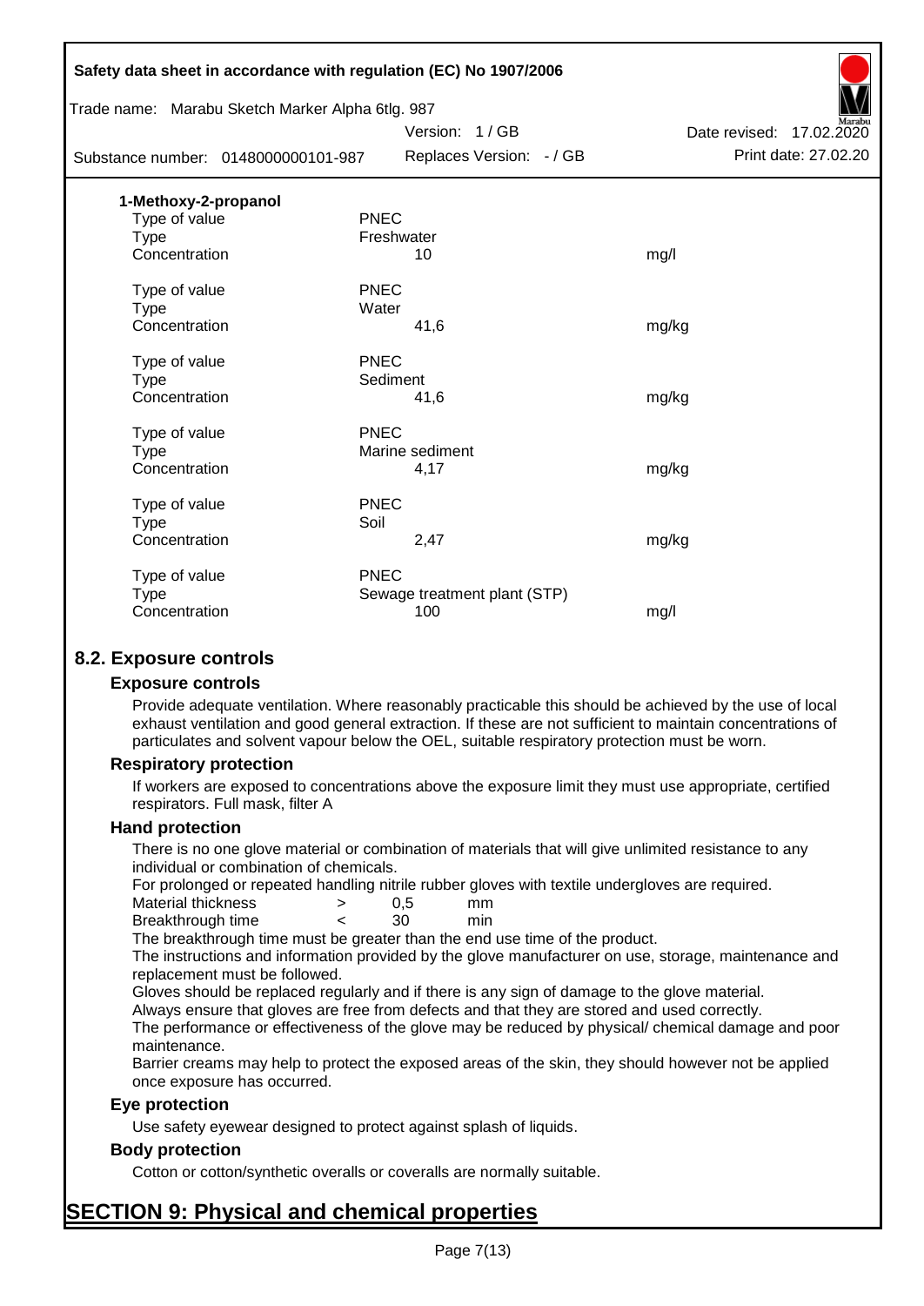**1-Methoxy-2-propanol**

| | | |
|---|---|---|
| Type of value | PNEC | |
| Type | Freshwater | |
| Concentration | 10 | mg/l |
| | | |
| Type of value | PNEC | |
| Type | Water | |
| Concentration | 41,6 | mg/kg |
| | | |
| Type of value | PNEC | |
| Type | Sediment | |
| Concentration | 41,6 | mg/kg |
| | | |
| Type of value | PNEC | |
| Type | Marine sediment | |
| Concentration | 4,17 | mg/kg |
| | | |
| Type of value | PNEC | |
| Type | Soil | |
| Concentration | 2,47 | mg/kg |
| | | |
| Type of value | PNEC | |
| Type | Sewage treatment plant (STP) | |
| Concentration | 100 | mg/l |

## 8.2. Exposure controls

### Exposure controls

Provide adequate ventilation. Where reasonably practicable this should be achieved by the use of local exhaust ventilation and good general extraction. If these are not sufficient to maintain concentrations of particulates and solvent vapour below the OEL, suitable respiratory protection must be worn.

### Respiratory protection

If workers are exposed to concentrations above the exposure limit they must use appropriate, certified respirators. Full mask, filter A

### Hand protection

There is no one glove material or combination of materials that will give unlimited resistance to any individual or combination of chemicals.

For prolonged or repeated handling nitrile rubber gloves with textile undergloves are required.

| | | | |
|---|---|---|---|
| Material thickness | > | 0,5 | mm |
| Breakthrough time | < | 30 | min |

The breakthrough time must be greater than the end use time of the product.

The instructions and information provided by the glove manufacturer on use, storage, maintenance and replacement must be followed.

Gloves should be replaced regularly and if there is any sign of damage to the glove material.

Always ensure that gloves are free from defects and that they are stored and used correctly.

The performance or effectiveness of the glove may be reduced by physical/ chemical damage and poor maintenance.

Barrier creams may help to protect the exposed areas of the skin, they should however not be applied once exposure has occurred.

### Eye protection

Use safety eyewear designed to protect against splash of liquids.

### Body protection

Cotton or cotton/synthetic overalls or coveralls are normally suitable.

# SECTION 9: Physical and chemical properties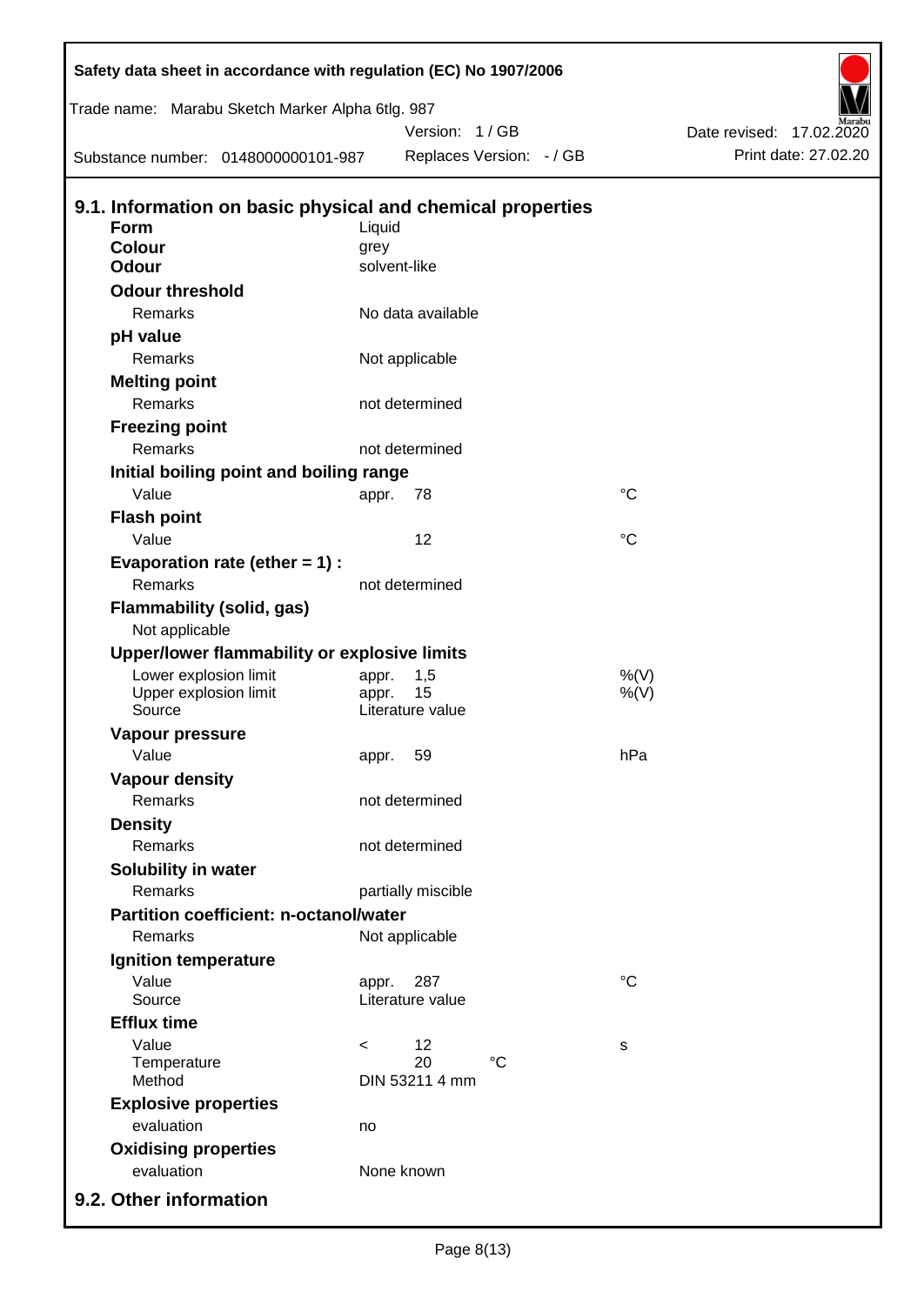## 9.1. Information on basic physical and chemical properties

| Property | | | |
|---|---|---|---|
| **Form** | Liquid | | |
| **Colour** | grey | | |
| **Odour** | solvent-like | | |
| **Odour threshold** | | | |
| Remarks | No data available | | |
| **pH value** | | | |
| Remarks | Not applicable | | |
| **Melting point** | | | |
| Remarks | not determined | | |
| **Freezing point** | | | |
| Remarks | not determined | | |
| **Initial boiling point and boiling range** | | | |
| Value | appr. | 78 | °C |
| **Flash point** | | | |
| Value | | 12 | °C |
| **Evaporation rate (ether = 1) :** | | | |
| Remarks | not determined | | |
| **Flammability (solid, gas)** | | | |
| Not applicable | | | |
| **Upper/lower flammability or explosive limits** | | | |
| Lower explosion limit | appr. | 1,5 | %(V) |
| Upper explosion limit | appr. | 15 | %(V) |
| Source | Literature value | | |
| **Vapour pressure** | | | |
| Value | appr. | 59 | hPa |
| **Vapour density** | | | |
| Remarks | not determined | | |
| **Density** | | | |
| Remarks | not determined | | |
| **Solubility in water** | | | |
| Remarks | partially miscible | | |
| **Partition coefficient: n-octanol/water** | | | |
| Remarks | Not applicable | | |
| **Ignition temperature** | | | |
| Value | appr. | 287 | °C |
| Source | Literature value | | |
| **Efflux time** | | | |
| Value | < | 12 | s |
| Temperature | | 20 °C | |
| Method | DIN 53211 4 mm | | |
| **Explosive properties** | | | |
| evaluation | no | | |
| **Oxidising properties** | | | |
| evaluation | None known | | |

## 9.2. Other information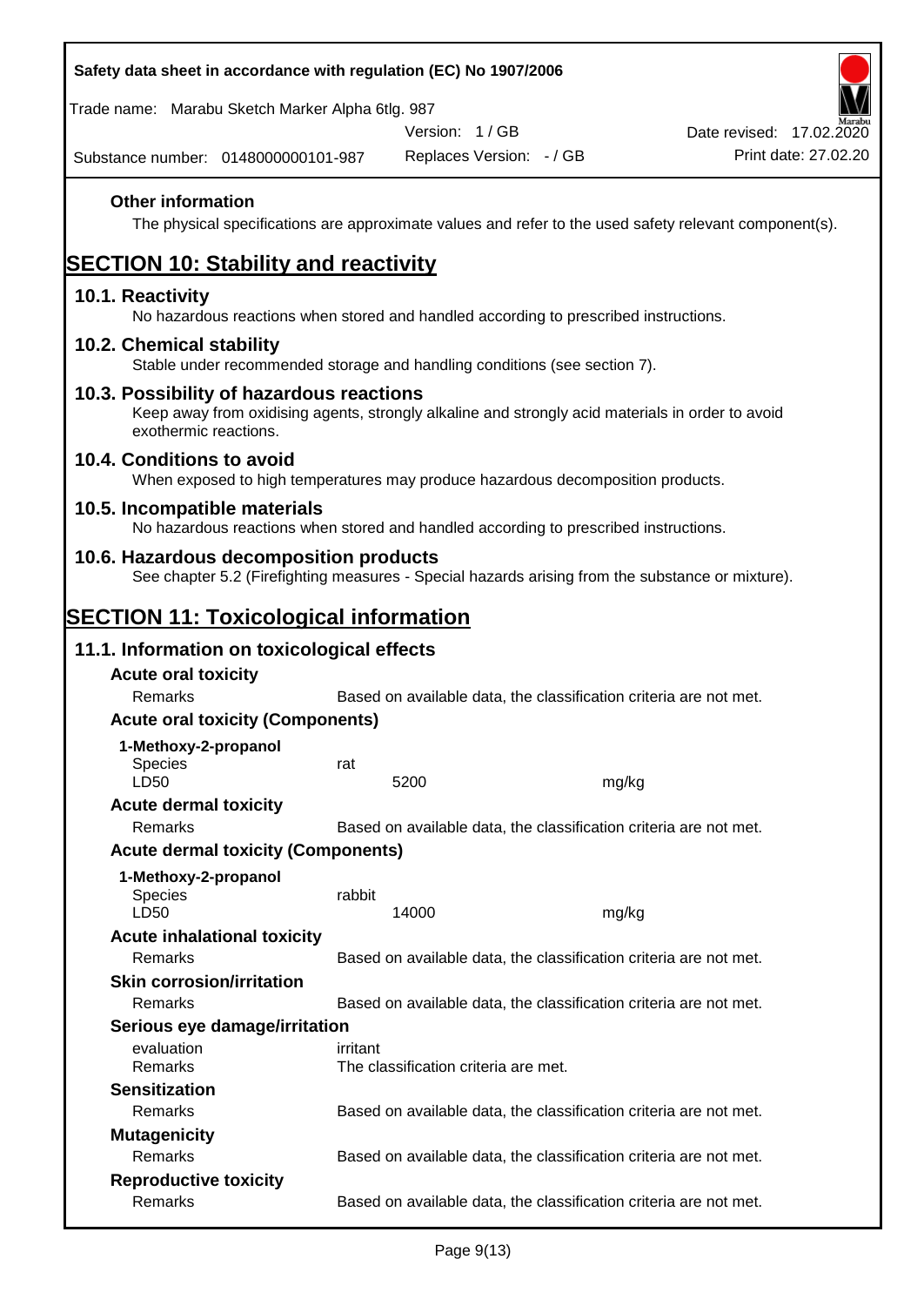### Other information

The physical specifications are approximate values and refer to the used safety relevant component(s).

## SECTION 10: Stability and reactivity

### 10.1. Reactivity

No hazardous reactions when stored and handled according to prescribed instructions.

### 10.2. Chemical stability

Stable under recommended storage and handling conditions (see section 7).

### 10.3. Possibility of hazardous reactions

Keep away from oxidising agents, strongly alkaline and strongly acid materials in order to avoid exothermic reactions.

### 10.4. Conditions to avoid

When exposed to high temperatures may produce hazardous decomposition products.

### 10.5. Incompatible materials

No hazardous reactions when stored and handled according to prescribed instructions.

### 10.6. Hazardous decomposition products

See chapter 5.2 (Firefighting measures - Special hazards arising from the substance or mixture).

## SECTION 11: Toxicological information

### 11.1. Information on toxicological effects

**Acute oral toxicity**

| | | |
|---|---|---|
| Remarks | Based on available data, the classification criteria are not met. | |

**Acute oral toxicity (Components)**

**1-Methoxy-2-propanol**

| | | |
|---|---|---|
| Species | rat | |
| LD50 | 5200 | mg/kg |

**Acute dermal toxicity**

| | | |
|---|---|---|
| Remarks | Based on available data, the classification criteria are not met. | |

**Acute dermal toxicity (Components)**

**1-Methoxy-2-propanol**

| | | |
|---|---|---|
| Species | rabbit | |
| LD50 | 14000 | mg/kg |

**Acute inhalational toxicity**

| | |
|---|---|
| Remarks | Based on available data, the classification criteria are not met. |

**Skin corrosion/irritation**

| | |
|---|---|
| Remarks | Based on available data, the classification criteria are not met. |

**Serious eye damage/irritation**

| | |
|---|---|
| evaluation | irritant |
| Remarks | The classification criteria are met. |

**Sensitization**

| | |
|---|---|
| Remarks | Based on available data, the classification criteria are not met. |

**Mutagenicity**

| | |
|---|---|
| Remarks | Based on available data, the classification criteria are not met. |

**Reproductive toxicity**

| | |
|---|---|
| Remarks | Based on available data, the classification criteria are not met. |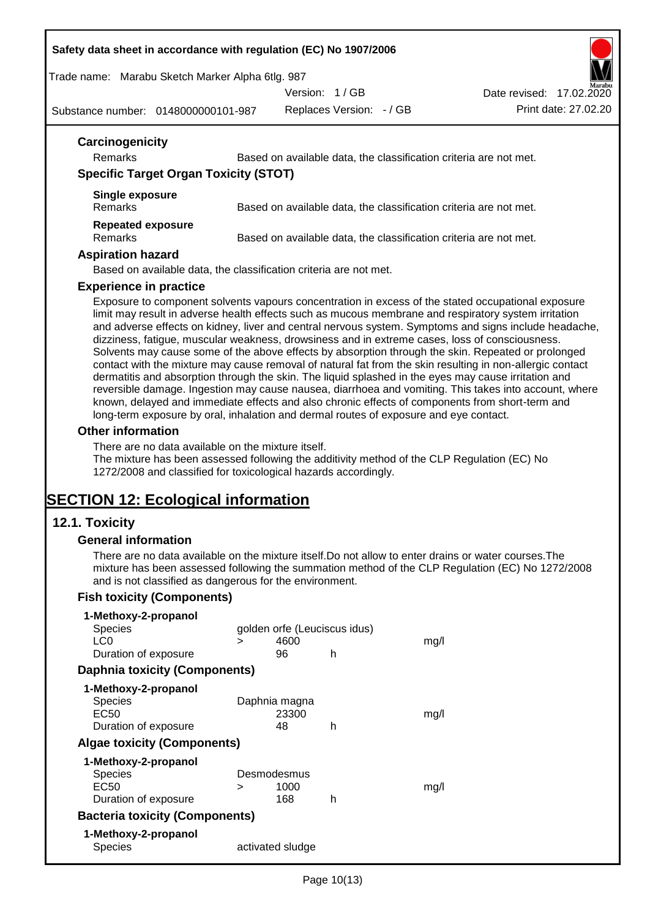### Carcinogenicity

| | |
|---|---|
| Remarks | Based on available data, the classification criteria are not met. |

### Specific Target Organ Toxicity (STOT)

**Single exposure**

| | |
|---|---|
| Remarks | Based on available data, the classification criteria are not met. |

**Repeated exposure**

| | |
|---|---|
| Remarks | Based on available data, the classification criteria are not met. |

### Aspiration hazard

Based on available data, the classification criteria are not met.

### Experience in practice

Exposure to component solvents vapours concentration in excess of the stated occupational exposure limit may result in adverse health effects such as mucous membrane and respiratory system irritation and adverse effects on kidney, liver and central nervous system. Symptoms and signs include headache, dizziness, fatigue, muscular weakness, drowsiness and in extreme cases, loss of consciousness. Solvents may cause some of the above effects by absorption through the skin. Repeated or prolonged contact with the mixture may cause removal of natural fat from the skin resulting in non-allergic contact dermatitis and absorption through the skin. The liquid splashed in the eyes may cause irritation and reversible damage. Ingestion may cause nausea, diarrhoea and vomiting. This takes into account, where known, delayed and immediate effects and also chronic effects of components from short-term and long-term exposure by oral, inhalation and dermal routes of exposure and eye contact.

### Other information

There are no data available on the mixture itself.
The mixture has been assessed following the additivity method of the CLP Regulation (EC) No 1272/2008 and classified for toxicological hazards accordingly.

# SECTION 12: Ecological information

## 12.1. Toxicity

### General information

There are no data available on the mixture itself.Do not allow to enter drains or water courses.The mixture has been assessed following the summation method of the CLP Regulation (EC) No 1272/2008 and is not classified as dangerous for the environment.

### Fish toxicity (Components)

**1-Methoxy-2-propanol**

| | | | | |
|---|---|---|---|---|
| Species | golden orfe (Leuciscus idus) | | | |
| LC0 | > | 4600 | | mg/l |
| Duration of exposure | | 96 | h | |

### Daphnia toxicity (Components)

**1-Methoxy-2-propanol**

| | | | | |
|---|---|---|---|---|
| Species | Daphnia magna | | | |
| EC50 | | 23300 | | mg/l |
| Duration of exposure | | 48 | h | |

### Algae toxicity (Components)

**1-Methoxy-2-propanol**

| | | | | |
|---|---|---|---|---|
| Species | Desmodesmus | | | |
| EC50 | > | 1000 | | mg/l |
| Duration of exposure | | 168 | h | |

### Bacteria toxicity (Components)

**1-Methoxy-2-propanol**

| | |
|---|---|
| Species | activated sludge |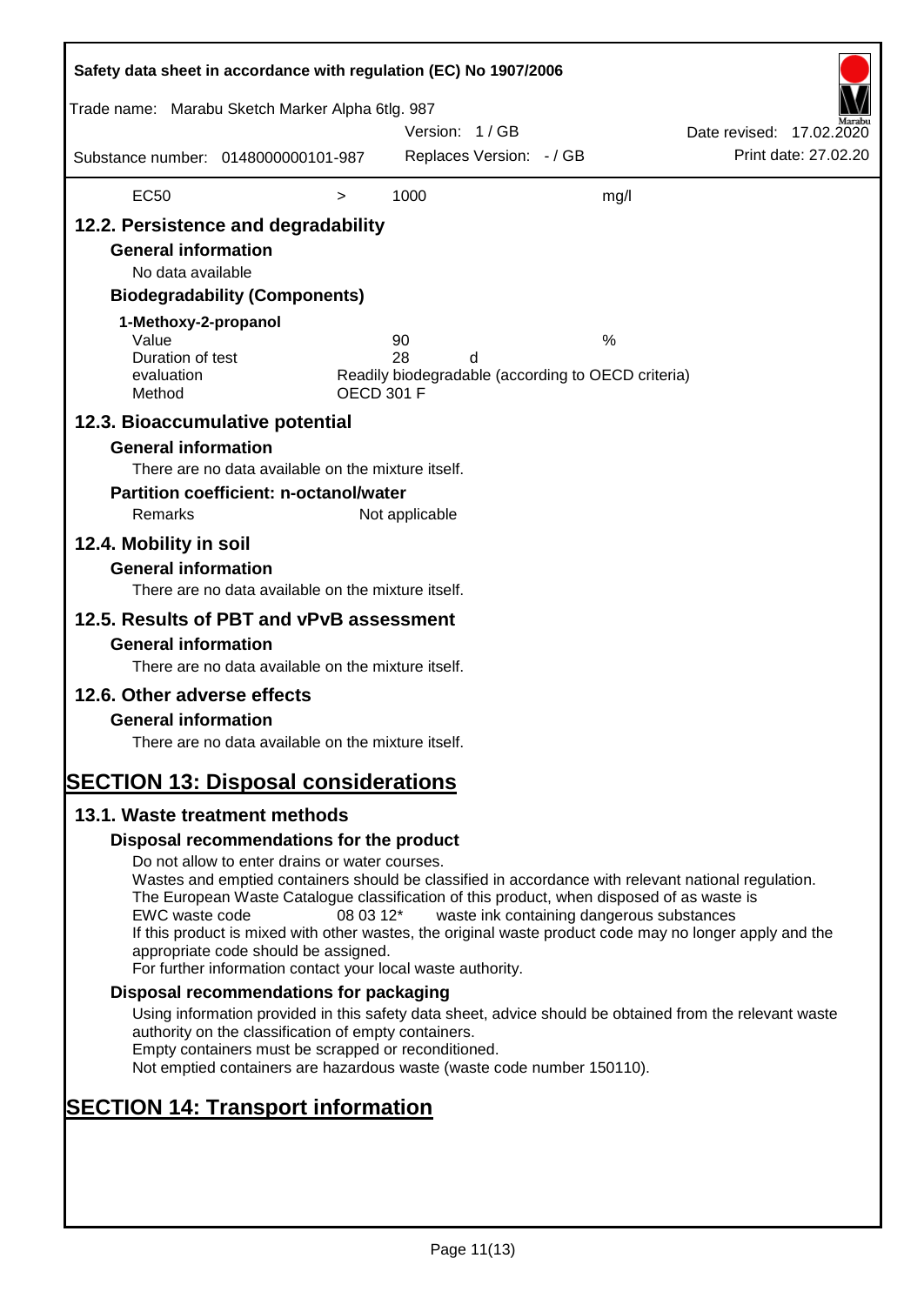| EC50 | > | 1000 | mg/l |
|---|---|---|---|

## 12.2. Persistence and degradability

### General information

No data available

### Biodegradability (Components)

**1-Methoxy-2-propanol**

| | | |
|---|---|---|
| Value | 90 | % |
| Duration of test | 28 d | |
| evaluation | Readily biodegradable (according to OECD criteria) | |
| Method | OECD 301 F | |

## 12.3. Bioaccumulative potential

### General information

There are no data available on the mixture itself.

### Partition coefficient: n-octanol/water

Remarks Not applicable

## 12.4. Mobility in soil

### General information

There are no data available on the mixture itself.

## 12.5. Results of PBT and vPvB assessment

### General information

There are no data available on the mixture itself.

## 12.6. Other adverse effects

### General information

There are no data available on the mixture itself.

# SECTION 13: Disposal considerations

## 13.1. Waste treatment methods

### Disposal recommendations for the product

Do not allow to enter drains or water courses.
Wastes and emptied containers should be classified in accordance with relevant national regulation.
The European Waste Catalogue classification of this product, when disposed of as waste is
EWC waste code 08 03 12* waste ink containing dangerous substances
If this product is mixed with other wastes, the original waste product code may no longer apply and the appropriate code should be assigned.
For further information contact your local waste authority.

### Disposal recommendations for packaging

Using information provided in this safety data sheet, advice should be obtained from the relevant waste authority on the classification of empty containers.
Empty containers must be scrapped or reconditioned.
Not emptied containers are hazardous waste (waste code number 150110).

# SECTION 14: Transport information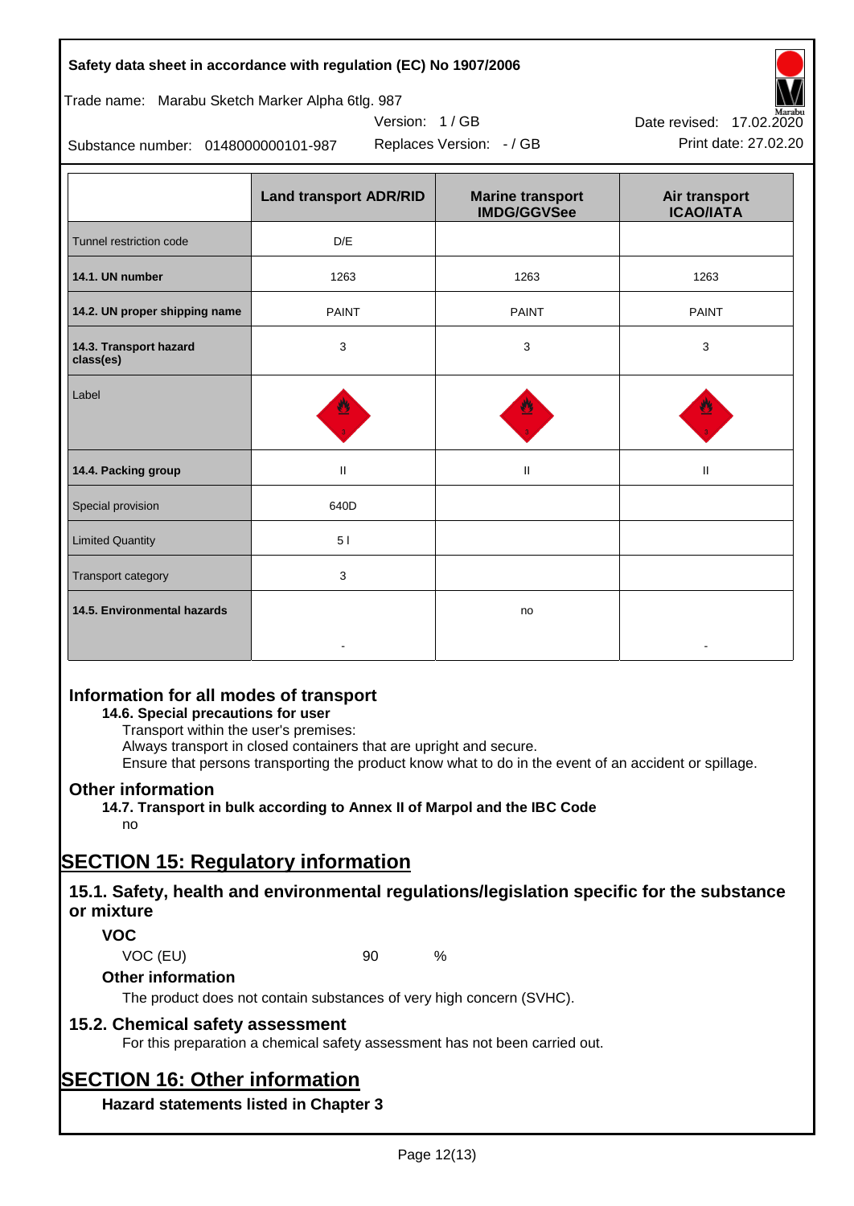|  | Land transport ADR/RID | Marine transport IMDG/GGVSee | Air transport ICAO/IATA |
|---|---|---|---|
| Tunnel restriction code | D/E |  |  |
| **14.1. UN number** | 1263 | 1263 | 1263 |
| **14.2. UN proper shipping name** | PAINT | PAINT | PAINT |
| **14.3. Transport hazard class(es)** | 3 | 3 | 3 |
| Label |  |  |  |
| **14.4. Packing group** | II | II | II |
| Special provision | 640D |  |  |
| Limited Quantity | 5 l |  |  |
| Transport category | 3 |  |  |
| **14.5. Environmental hazards** | - | no | - |

## Information for all modes of transport

**14.6. Special precautions for user**

Transport within the user's premises:
Always transport in closed containers that are upright and secure.
Ensure that persons transporting the product know what to do in the event of an accident or spillage.

## Other information

**14.7. Transport in bulk according to Annex II of Marpol and the IBC Code**

no

# SECTION 15: Regulatory information

## 15.1. Safety, health and environmental regulations/legislation specific for the substance or mixture

### VOC

VOC (EU) 90 %

### Other information

The product does not contain substances of very high concern (SVHC).

## 15.2. Chemical safety assessment

For this preparation a chemical safety assessment has not been carried out.

# SECTION 16: Other information

### Hazard statements listed in Chapter 3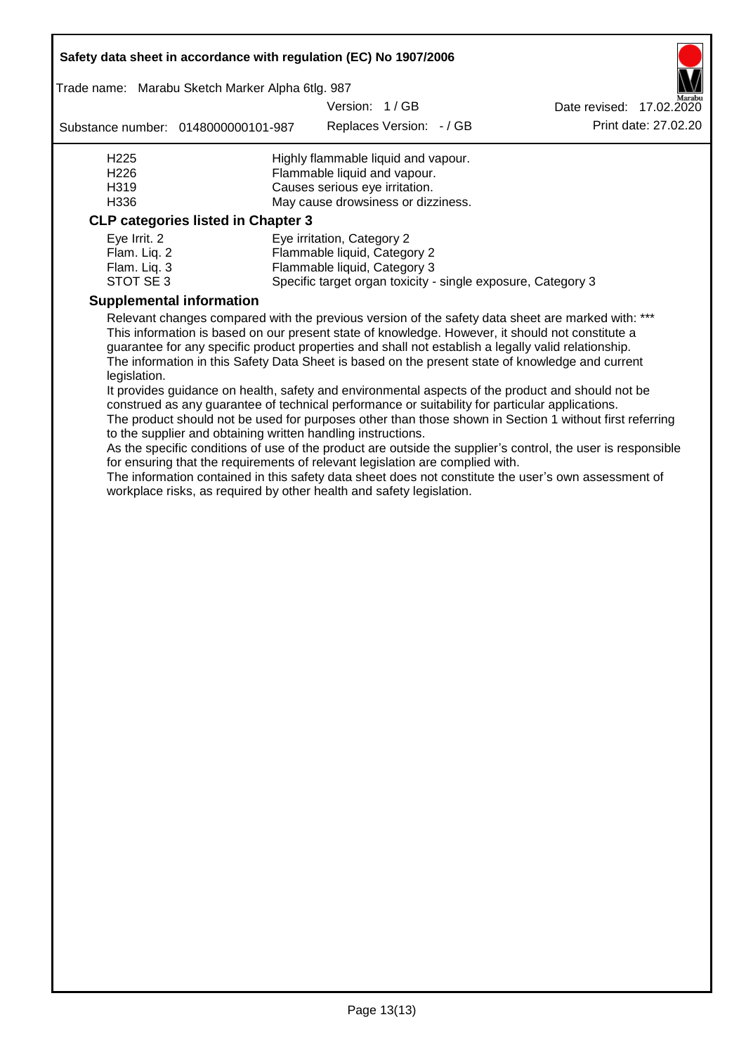| | |
|---|---|
| H225 | Highly flammable liquid and vapour. |
| H226 | Flammable liquid and vapour. |
| H319 | Causes serious eye irritation. |
| H336 | May cause drowsiness or dizziness. |

## CLP categories listed in Chapter 3

| | |
|---|---|
| Eye Irrit. 2 | Eye irritation, Category 2 |
| Flam. Liq. 2 | Flammable liquid, Category 2 |
| Flam. Liq. 3 | Flammable liquid, Category 3 |
| STOT SE 3 | Specific target organ toxicity - single exposure, Category 3 |

## Supplemental information

Relevant changes compared with the previous version of the safety data sheet are marked with: ***
This information is based on our present state of knowledge. However, it should not constitute a guarantee for any specific product properties and shall not establish a legally valid relationship.
The information in this Safety Data Sheet is based on the present state of knowledge and current legislation.
It provides guidance on health, safety and environmental aspects of the product and should not be construed as any guarantee of technical performance or suitability for particular applications.
The product should not be used for purposes other than those shown in Section 1 without first referring to the supplier and obtaining written handling instructions.
As the specific conditions of use of the product are outside the supplier's control, the user is responsible for ensuring that the requirements of relevant legislation are complied with.
The information contained in this safety data sheet does not constitute the user's own assessment of workplace risks, as required by other health and safety legislation.